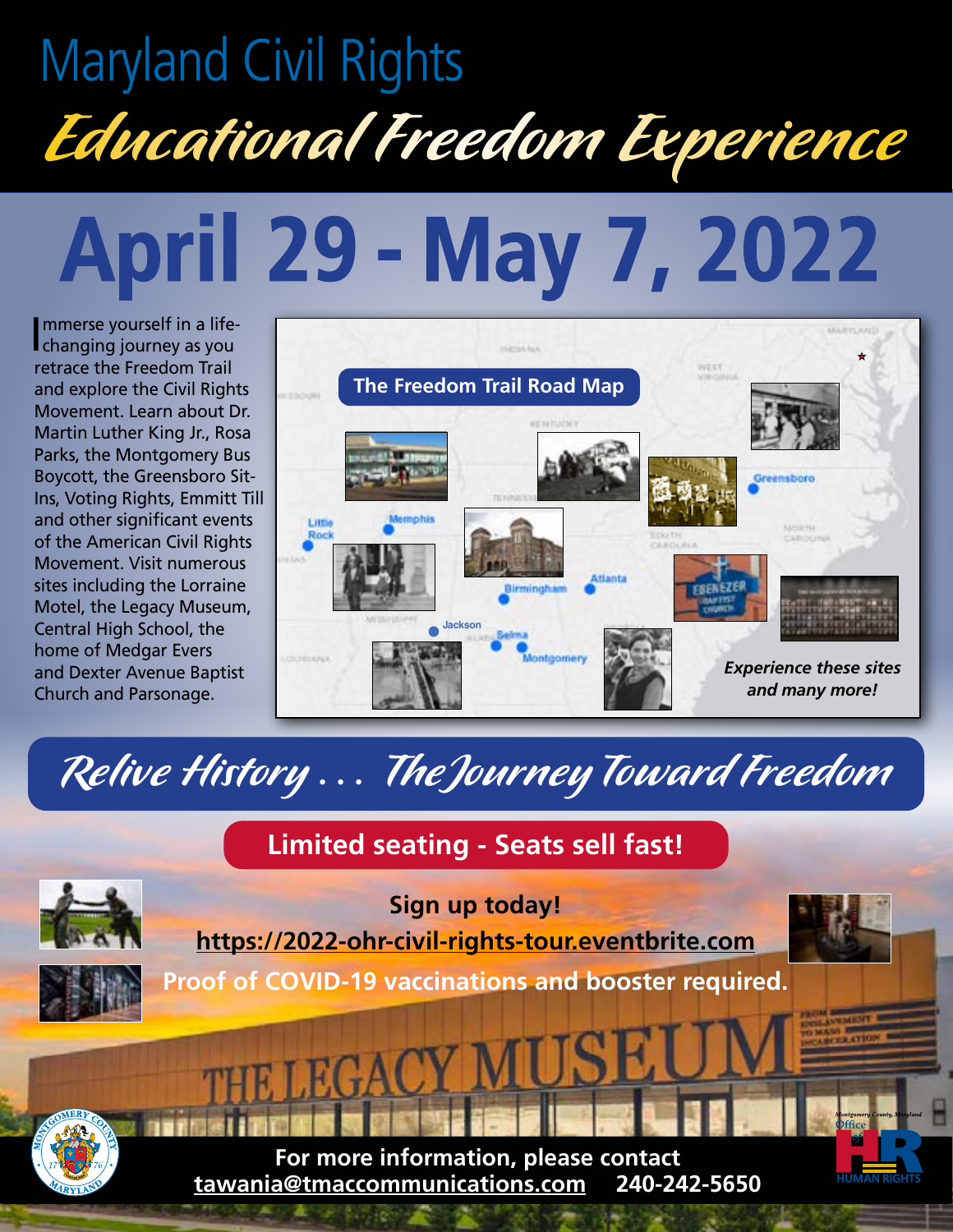# Maryland Civil Rights

## *Educational Freedom Experience*

# April 29 - May 7, 2022

Immerse yourself in a life-changing journey as you retrace the Freedom Trail and explore the Civil Rights Movement. Learn about Dr. Martin Luther King Jr., Rosa Parks, the Montgomery Bus Boycott, the Greensboro Sit-Ins, Voting Rights, Emmitt Till and other significant events of the American Civil Rights Movement. Visit numerous sites including the Lorraine Motel, the Legacy Museum, Central High School, the home of Medgar Evers and Dexter Avenue Baptist Church and Parsonage.

**The Freedom Trail Road Map**

Little Rock
Memphis
Birmingham
Atlanta
Greensboro
Jackson
Selma
Montgomery

***Experience these sites and many more!***

## *Relive History . . . The Journey Toward Freedom*

**Limited seating - Seats sell fast!**

**Sign up today!**

**https://2022-ohr-civil-rights-tour.eventbrite.com**

**Proof of COVID-19 vaccinations and booster required.**

**For more information, please contact**
**tawania@tmaccommunications.com 240-242-5650**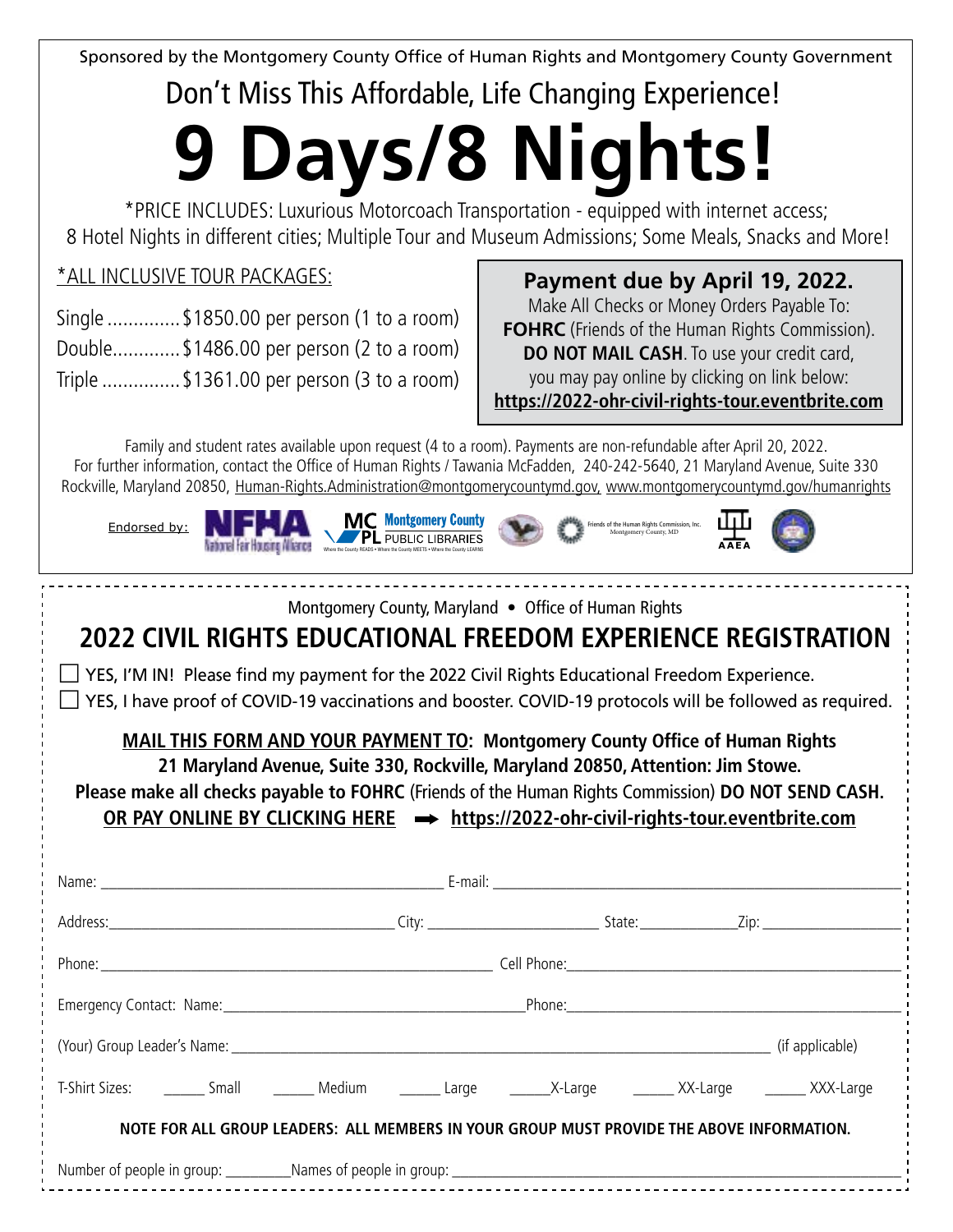Sponsored by the Montgomery County Office of Human Rights and Montgomery County Government

## Don't Miss This Affordable, Life Changing Experience!

# 9 Days/8 Nights!

*PRICE INCLUDES: Luxurious Motorcoach Transportation - equipped with internet access; 8 Hotel Nights in different cities; Multiple Tour and Museum Admissions; Some Meals, Snacks and More!

*ALL INCLUSIVE TOUR PACKAGES:

Single .............. $1850.00 per person (1 to a room)
Double............. $1486.00 per person (2 to a room)
Triple ............... $1361.00 per person (3 to a room)

**Payment due by April 19, 2022.**
Make All Checks or Money Orders Payable To: **FOHRC** (Friends of the Human Rights Commission). **DO NOT MAIL CASH**. To use your credit card, you may pay online by clicking on link below:
**https://2022-ohr-civil-rights-tour.eventbrite.com**

Family and student rates available upon request (4 to a room). Payments are non-refundable after April 20, 2022. For further information, contact the Office of Human Rights / Tawania McFadden, 240-242-5640, 21 Maryland Avenue, Suite 330 Rockville, Maryland 20850, Human-Rights.Administration@montgomerycountymd.gov, www.montgomerycountymd.gov/humanrights

Endorsed by: NFHA National Fair Housing Alliance; MCPL Montgomery County Public Libraries; Friends of the Human Rights Commission, Inc. Montgomery County, MD; AAEA

---

Montgomery County, Maryland • Office of Human Rights

## 2022 CIVIL RIGHTS EDUCATIONAL FREEDOM EXPERIENCE REGISTRATION

☐ YES, I'M IN! Please find my payment for the 2022 Civil Rights Educational Freedom Experience.
☐ YES, I have proof of COVID-19 vaccinations and booster. COVID-19 protocols will be followed as required.

**MAIL THIS FORM AND YOUR PAYMENT TO: Montgomery County Office of Human Rights 21 Maryland Avenue, Suite 330, Rockville, Maryland 20850, Attention: Jim Stowe.**
**Please make all checks payable to FOHRC** (Friends of the Human Rights Commission) **DO NOT SEND CASH.**
**OR PAY ONLINE BY CLICKING HERE ➡ https://2022-ohr-civil-rights-tour.eventbrite.com**

Name: ______________________ E-mail: ______________________

Address: ______________________ City: ____________ State: ________ Zip: __________

Phone: ______________________ Cell Phone: ______________________

Emergency Contact: Name: ______________________ Phone: ______________________

(Your) Group Leader's Name: ______________________ (if applicable)

T-Shirt Sizes: _____ Small _____ Medium _____ Large _____ X-Large _____ XX-Large _____ XXX-Large

**NOTE FOR ALL GROUP LEADERS: ALL MEMBERS IN YOUR GROUP MUST PROVIDE THE ABOVE INFORMATION.**

Number of people in group: ________ Names of people in group: ______________________